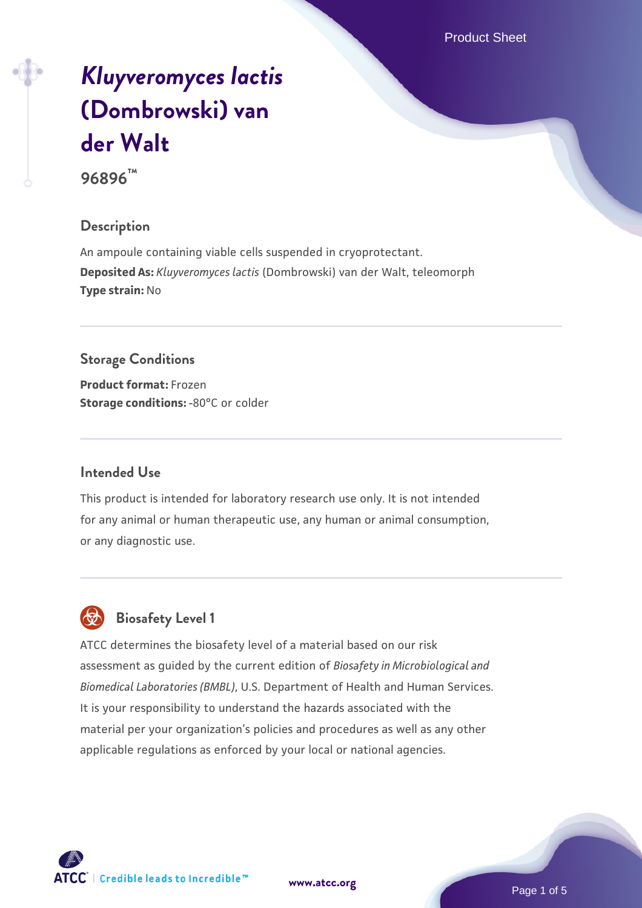# *Kluyveromyces lactis* (Dombrowski) van der Walt

**96896™**

## Description

An ampoule containing viable cells suspended in cryoprotectant.

**Deposited As:** *Kluyveromyces lactis* (Dombrowski) van der Walt, teleomorph

**Type strain:** No

## Storage Conditions

**Product format:** Frozen

**Storage conditions:** -80°C or colder

## Intended Use

This product is intended for laboratory research use only. It is not intended for any animal or human therapeutic use, any human or animal consumption, or any diagnostic use.

## Biosafety Level 1

ATCC determines the biosafety level of a material based on our risk assessment as guided by the current edition of *Biosafety in Microbiological and Biomedical Laboratories (BMBL)*, U.S. Department of Health and Human Services. It is your responsibility to understand the hazards associated with the material per your organization's policies and procedures as well as any other applicable regulations as enforced by your local or national agencies.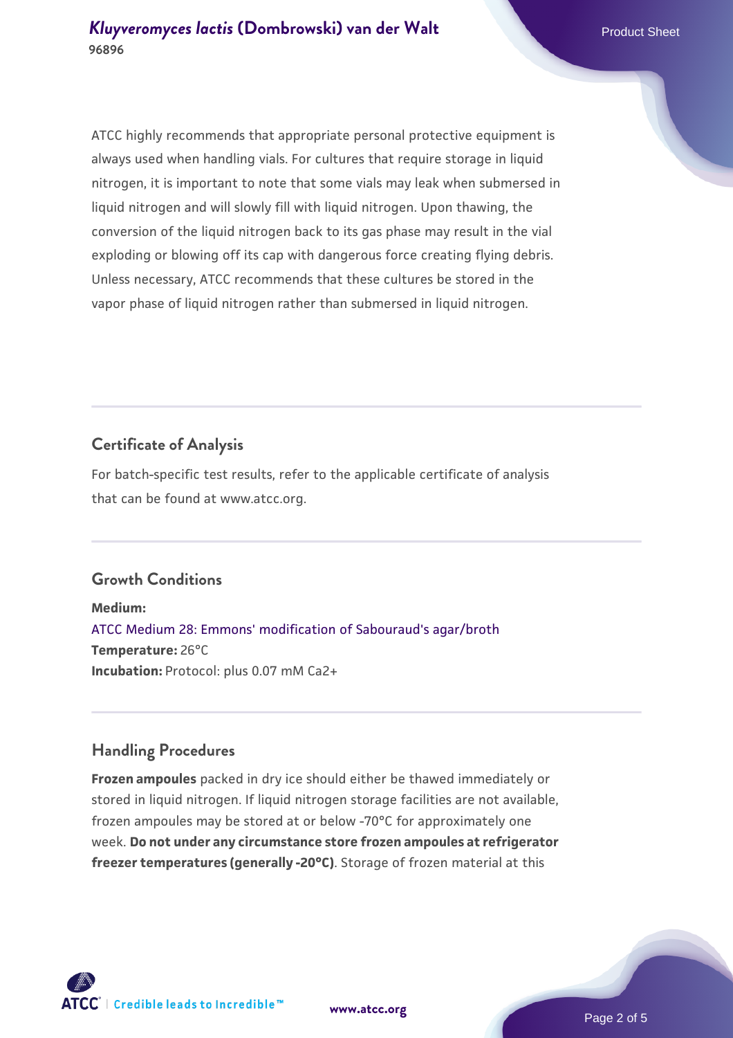ATCC highly recommends that appropriate personal protective equipment is always used when handling vials. For cultures that require storage in liquid nitrogen, it is important to note that some vials may leak when submersed in liquid nitrogen and will slowly fill with liquid nitrogen. Upon thawing, the conversion of the liquid nitrogen back to its gas phase may result in the vial exploding or blowing off its cap with dangerous force creating flying debris. Unless necessary, ATCC recommends that these cultures be stored in the vapor phase of liquid nitrogen rather than submersed in liquid nitrogen.

## Certificate of Analysis

For batch-specific test results, refer to the applicable certificate of analysis that can be found at www.atcc.org.

## Growth Conditions

**Medium:**
ATCC Medium 28: Emmons' modification of Sabouraud's agar/broth
**Temperature:** 26°C
**Incubation:** Protocol: plus 0.07 mM $Ca^{2+}$

## Handling Procedures

**Frozen ampoules** packed in dry ice should either be thawed immediately or stored in liquid nitrogen. If liquid nitrogen storage facilities are not available, frozen ampoules may be stored at or below -70°C for approximately one week. **Do not under any circumstance store frozen ampoules at refrigerator freezer temperatures (generally -20°C)**. Storage of frozen material at this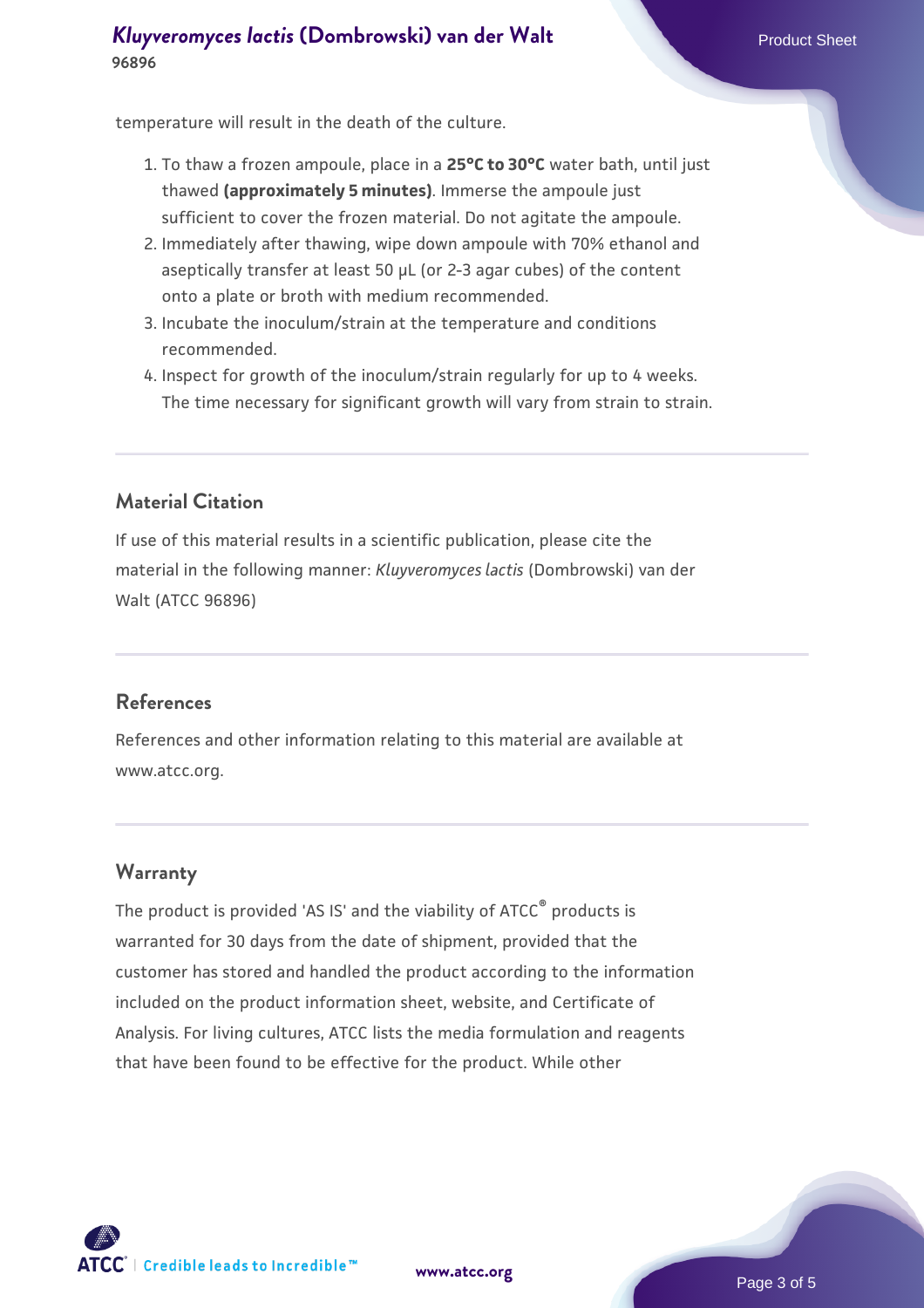temperature will result in the death of the culture.

1. To thaw a frozen ampoule, place in a **25°C to 30°C** water bath, until just thawed **(approximately 5 minutes)**. Immerse the ampoule just sufficient to cover the frozen material. Do not agitate the ampoule.
2. Immediately after thawing, wipe down ampoule with 70% ethanol and aseptically transfer at least 50 µL (or 2-3 agar cubes) of the content onto a plate or broth with medium recommended.
3. Incubate the inoculum/strain at the temperature and conditions recommended.
4. Inspect for growth of the inoculum/strain regularly for up to 4 weeks. The time necessary for significant growth will vary from strain to strain.

## Material Citation

If use of this material results in a scientific publication, please cite the material in the following manner: *Kluyveromyces lactis* (Dombrowski) van der Walt (ATCC 96896)

## References

References and other information relating to this material are available at www.atcc.org.

## Warranty

The product is provided 'AS IS' and the viability of ATCC® products is warranted for 30 days from the date of shipment, provided that the customer has stored and handled the product according to the information included on the product information sheet, website, and Certificate of Analysis. For living cultures, ATCC lists the media formulation and reagents that have been found to be effective for the product. While other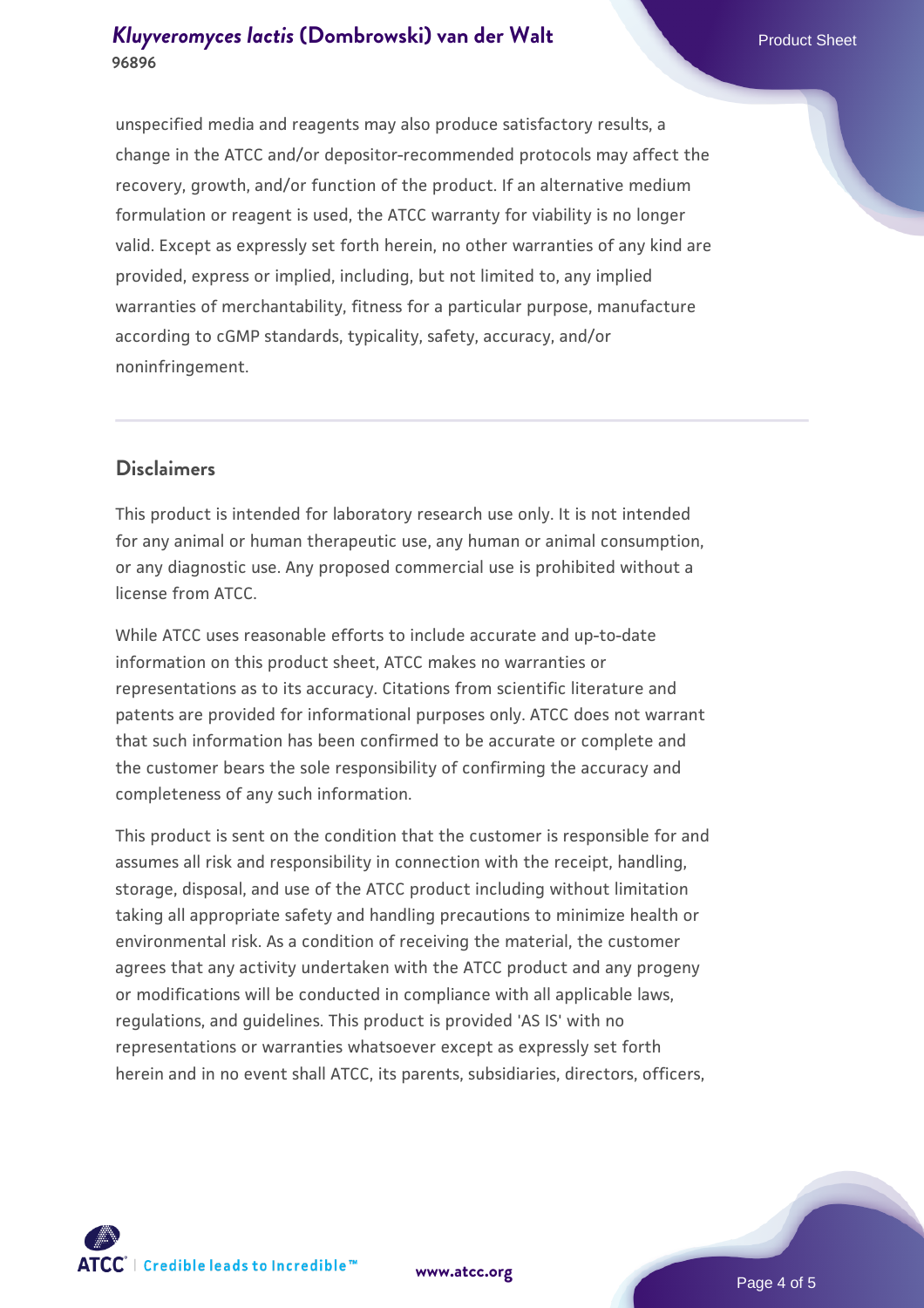unspecified media and reagents may also produce satisfactory results, a change in the ATCC and/or depositor-recommended protocols may affect the recovery, growth, and/or function of the product. If an alternative medium formulation or reagent is used, the ATCC warranty for viability is no longer valid. Except as expressly set forth herein, no other warranties of any kind are provided, express or implied, including, but not limited to, any implied warranties of merchantability, fitness for a particular purpose, manufacture according to cGMP standards, typicality, safety, accuracy, and/or noninfringement.

## Disclaimers

This product is intended for laboratory research use only. It is not intended for any animal or human therapeutic use, any human or animal consumption, or any diagnostic use. Any proposed commercial use is prohibited without a license from ATCC.

While ATCC uses reasonable efforts to include accurate and up-to-date information on this product sheet, ATCC makes no warranties or representations as to its accuracy. Citations from scientific literature and patents are provided for informational purposes only. ATCC does not warrant that such information has been confirmed to be accurate or complete and the customer bears the sole responsibility of confirming the accuracy and completeness of any such information.

This product is sent on the condition that the customer is responsible for and assumes all risk and responsibility in connection with the receipt, handling, storage, disposal, and use of the ATCC product including without limitation taking all appropriate safety and handling precautions to minimize health or environmental risk. As a condition of receiving the material, the customer agrees that any activity undertaken with the ATCC product and any progeny or modifications will be conducted in compliance with all applicable laws, regulations, and guidelines. This product is provided 'AS IS' with no representations or warranties whatsoever except as expressly set forth herein and in no event shall ATCC, its parents, subsidiaries, directors, officers,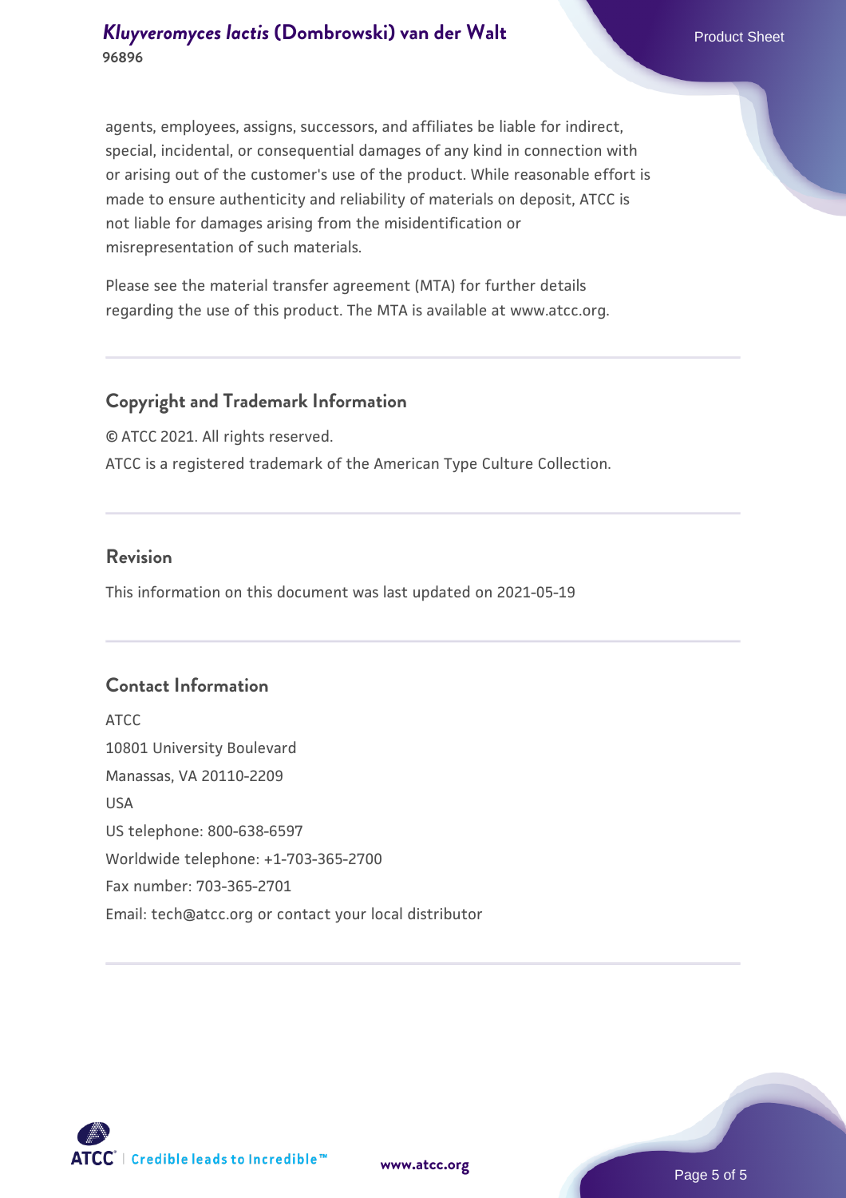agents, employees, assigns, successors, and affiliates be liable for indirect, special, incidental, or consequential damages of any kind in connection with or arising out of the customer's use of the product. While reasonable effort is made to ensure authenticity and reliability of materials on deposit, ATCC is not liable for damages arising from the misidentification or misrepresentation of such materials.

Please see the material transfer agreement (MTA) for further details regarding the use of this product. The MTA is available at www.atcc.org.

## Copyright and Trademark Information

© ATCC 2021. All rights reserved.

ATCC is a registered trademark of the American Type Culture Collection.

## Revision

This information on this document was last updated on 2021-05-19

## Contact Information

ATCC
10801 University Boulevard
Manassas, VA 20110-2209
USA
US telephone: 800-638-6597
Worldwide telephone: +1-703-365-2700
Fax number: 703-365-2701
Email: tech@atcc.org or contact your local distributor